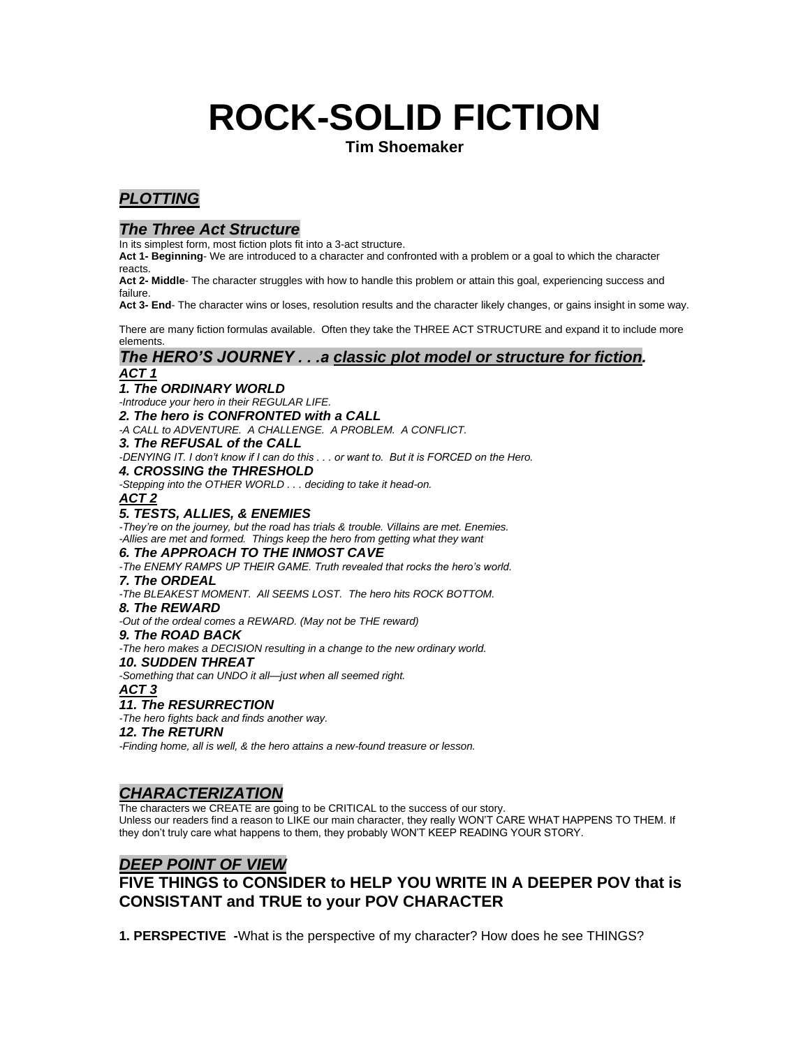# ROCK-SOLID FICTION

**Tim Shoemaker**

## *PLOTTING*

### *The Three Act Structure*

In its simplest form, most fiction plots fit into a 3-act structure.

**Act 1- Beginning**- We are introduced to a character and confronted with a problem or a goal to which the character reacts.

**Act 2- Middle**- The character struggles with how to handle this problem or attain this goal, experiencing success and failure.

**Act 3- End**- The character wins or loses, resolution results and the character likely changes, or gains insight in some way.

There are many fiction formulas available. Often they take the THREE ACT STRUCTURE and expand it to include more elements.

### *The HERO'S JOURNEY . . .a classic plot model or structure for fiction.*

***ACT 1***

***1. The ORDINARY WORLD***

*-Introduce your hero in their REGULAR LIFE.*

***2. The hero is CONFRONTED with a CALL***

*-A CALL to ADVENTURE. A CHALLENGE. A PROBLEM. A CONFLICT.*

***3. The REFUSAL of the CALL***

*-DENYING IT. I don't know if I can do this . . . or want to. But it is FORCED on the Hero.*

***4. CROSSING the THRESHOLD***

*-Stepping into the OTHER WORLD . . . deciding to take it head-on.*

***ACT 2***

***5. TESTS, ALLIES, & ENEMIES***

*-They're on the journey, but the road has trials & trouble. Villains are met. Enemies.*
*-Allies are met and formed. Things keep the hero from getting what they want*

***6. The APPROACH TO THE INMOST CAVE***

*-The ENEMY RAMPS UP THEIR GAME. Truth revealed that rocks the hero's world.*

***7. The ORDEAL***

*-The BLEAKEST MOMENT. All SEEMS LOST. The hero hits ROCK BOTTOM.*

***8. The REWARD***

*-Out of the ordeal comes a REWARD. (May not be THE reward)*

***9. The ROAD BACK***

*-The hero makes a DECISION resulting in a change to the new ordinary world.*

***10. SUDDEN THREAT***

*-Something that can UNDO it all—just when all seemed right.*

***ACT 3***

***11. The RESURRECTION***

*-The hero fights back and finds another way.*

***12. The RETURN***

*-Finding home, all is well, & the hero attains a new-found treasure or lesson.*

## *CHARACTERIZATION*

The characters we CREATE are going to be CRITICAL to the success of our story.
Unless our readers find a reason to LIKE our main character, they really WON'T CARE WHAT HAPPENS TO THEM. If they don't truly care what happens to them, they probably WON'T KEEP READING YOUR STORY.

## *DEEP POINT OF VIEW*

### FIVE THINGS to CONSIDER to HELP YOU WRITE IN A DEEPER POV that is CONSISTANT and TRUE to your POV CHARACTER

**1. PERSPECTIVE -**What is the perspective of my character? How does he see THINGS?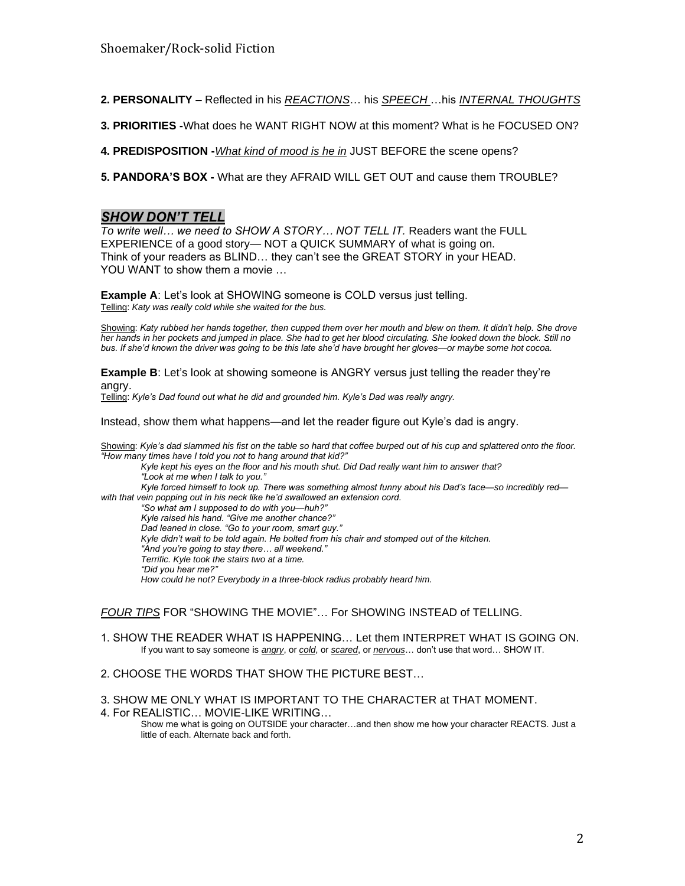**2. PERSONALITY –** Reflected in his *REACTIONS*… his *SPEECH* …his *INTERNAL THOUGHTS*

**3. PRIORITIES -**What does he WANT RIGHT NOW at this moment? What is he FOCUSED ON?

**4. PREDISPOSITION -***What kind of mood is he in* JUST BEFORE the scene opens?

**5. PANDORA'S BOX -** What are they AFRAID WILL GET OUT and cause them TROUBLE?

## *SHOW DON'T TELL*

*To write well… we need to SHOW A STORY… NOT TELL IT.* Readers want the FULL EXPERIENCE of a good story— NOT a QUICK SUMMARY of what is going on. Think of your readers as BLIND… they can't see the GREAT STORY in your HEAD. YOU WANT to show them a movie …

**Example A**: Let's look at SHOWING someone is COLD versus just telling.

Telling: *Katy was really cold while she waited for the bus.*

Showing: *Katy rubbed her hands together, then cupped them over her mouth and blew on them. It didn't help. She drove her hands in her pockets and jumped in place. She had to get her blood circulating. She looked down the block. Still no bus. If she'd known the driver was going to be this late she'd have brought her gloves—or maybe some hot cocoa.*

**Example B**: Let's look at showing someone is ANGRY versus just telling the reader they're angry.

Telling: *Kyle's Dad found out what he did and grounded him. Kyle's Dad was really angry.*

Instead, show them what happens—and let the reader figure out Kyle's dad is angry.

Showing: *Kyle's dad slammed his fist on the table so hard that coffee burped out of his cup and splattered onto the floor. "How many times have I told you not to hang around that kid?"*

*Kyle kept his eyes on the floor and his mouth shut. Did Dad really want him to answer that?*

*"Look at me when I talk to you."*

*Kyle forced himself to look up. There was something almost funny about his Dad's face—so incredibly red—with that vein popping out in his neck like he'd swallowed an extension cord.*

*"So what am I supposed to do with you—huh?"*

*Kyle raised his hand. "Give me another chance?"*

*Dad leaned in close. "Go to your room, smart guy."*

*Kyle didn't wait to be told again. He bolted from his chair and stomped out of the kitchen.*

*"And you're going to stay there… all weekend."*

*Terrific. Kyle took the stairs two at a time.*

*"Did you hear me?"*

*How could he not? Everybody in a three-block radius probably heard him.*

*FOUR TIPS* FOR "SHOWING THE MOVIE"… For SHOWING INSTEAD of TELLING.

1. SHOW THE READER WHAT IS HAPPENING… Let them INTERPRET WHAT IS GOING ON.
   If you want to say someone is *angry*, or *cold*, or *scared*, or *nervous*… don't use that word… SHOW IT.
2. CHOOSE THE WORDS THAT SHOW THE PICTURE BEST…
3. SHOW ME ONLY WHAT IS IMPORTANT TO THE CHARACTER at THAT MOMENT.
4. For REALISTIC… MOVIE-LIKE WRITING…
   Show me what is going on OUTSIDE your character…and then show me how your character REACTS. Just a little of each. Alternate back and forth.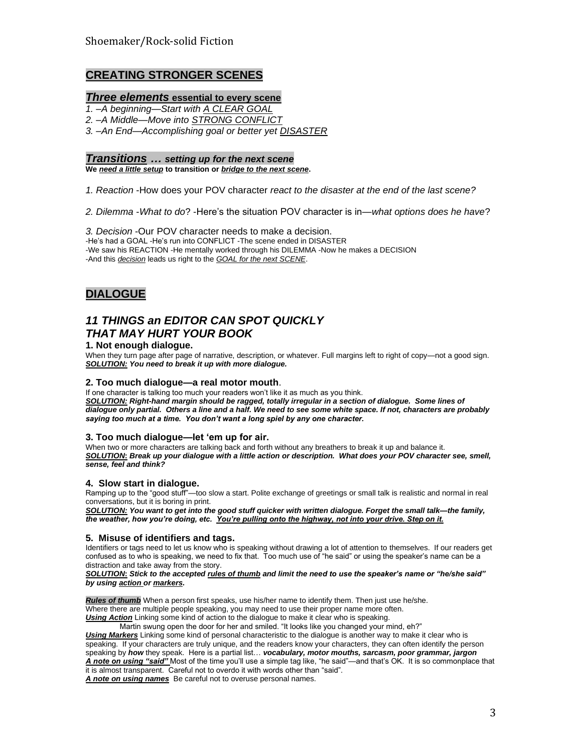## CREATING STRONGER SCENES

### ***Three elements*** **essential to every scene**

*1. –A beginning—Start with A CLEAR GOAL*
*2. –A Middle—Move into STRONG CONFLICT*
*3. –An End—Accomplishing goal or better yet DISASTER*

### ***Transitions … setting up for the next scene***

**We *need a little setup* to transition or *bridge to the next scene*.**

*1. Reaction* -How does your POV character *react to the disaster at the end of the last scene?*

*2. Dilemma* -*What to do*? -Here's the situation POV character is in—*what options does he have*?

*3. Decision* -Our POV character needs to make a decision.
-He's had a GOAL -He's run into CONFLICT -The scene ended in DISASTER
-We saw his REACTION -He mentally worked through his DILEMMA -Now he makes a DECISION
-And this *decision* leads us right to the *GOAL for the next SCENE*.

## DIALOGUE

## *11 THINGS an EDITOR CAN SPOT QUICKLY THAT MAY HURT YOUR BOOK*

**1. Not enough dialogue.**
When they turn page after page of narrative, description, or whatever. Full margins left to right of copy—not a good sign.
***SOLUTION:* *You need to break it up with more dialogue.***

**2. Too much dialogue—a real motor mouth**.
If one character is talking too much your readers won't like it as much as you think.
***SOLUTION:* *Right-hand margin should be ragged, totally irregular in a section of dialogue. Some lines of dialogue only partial. Others a line and a half. We need to see some white space. If not, characters are probably saying too much at a time. You don't want a long spiel by any one character.***

**3. Too much dialogue—let 'em up for air.**
When two or more characters are talking back and forth without any breathers to break it up and balance it.
***SOLUTION:* *Break up your dialogue with a little action or description. What does your POV character see, smell, sense, feel and think?***

**4. Slow start in dialogue.**
Ramping up to the "good stuff"—too slow a start. Polite exchange of greetings or small talk is realistic and normal in real conversations, but it is boring in print.
***SOLUTION:* *You want to get into the good stuff quicker with written dialogue. Forget the small talk—the family, the weather, how you're doing, etc. You're pulling onto the highway, not into your drive. Step on it.***

**5. Misuse of identifiers and tags.**
Identifiers or tags need to let us know who is speaking without drawing a lot of attention to themselves. If our readers get confused as to who is speaking, we need to fix that. Too much use of "he said" or using the speaker's name can be a distraction and take away from the story.
***SOLUTION:* *Stick to the accepted rules of thumb and limit the need to use the speaker's name or "he/she said" by using action or markers.***

***Rules of thumb*** When a person first speaks, use his/her name to identify them. Then just use he/she.
Where there are multiple people speaking, you may need to use their proper name more often.
***Using Action*** Linking some kind of action to the dialogue to make it clear who is speaking.

Martin swung open the door for her and smiled. "It looks like you changed your mind, eh?"

***Using Markers*** Linking some kind of personal characteristic to the dialogue is another way to make it clear who is speaking. If your characters are truly unique, and the readers know your characters, they can often identify the person speaking by ***how*** they speak. Here is a partial list… ***vocabulary, motor mouths, sarcasm, poor grammar, jargon***
***A note on using "said"*** Most of the time you'll use a simple tag like, "he said"—and that's OK. It is so commonplace that it is almost transparent. Careful not to overdo it with words other than "said".
***A note on using names*** Be careful not to overuse personal names.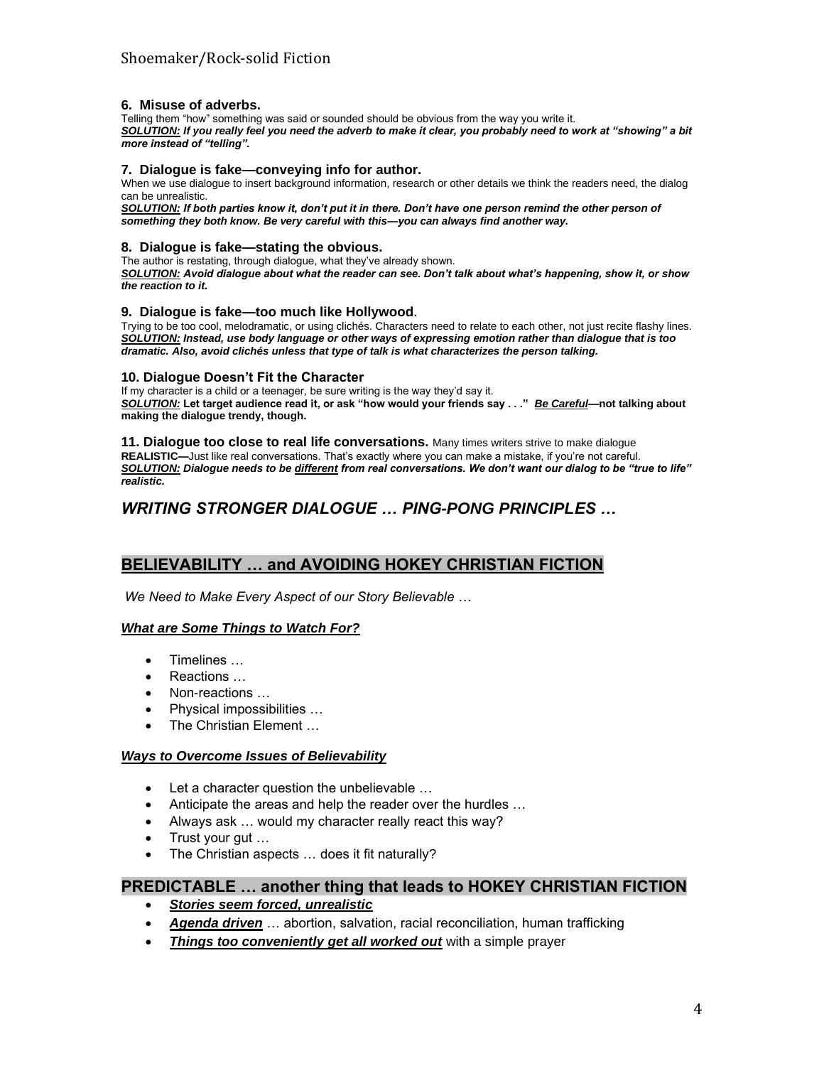### 6. Misuse of adverbs.

Telling them "how" something was said or sounded should be obvious from the way you write it.
***SOLUTION:*** ***If you really feel you need the adverb to make it clear, you probably need to work at "showing" a bit more instead of "telling".***

### 7. Dialogue is fake—conveying info for author.

When we use dialogue to insert background information, research or other details we think the readers need, the dialog can be unrealistic.
***SOLUTION:*** ***If both parties know it, don't put it in there. Don't have one person remind the other person of something they both know. Be very careful with this—you can always find another way.***

### 8. Dialogue is fake—stating the obvious.

The author is restating, through dialogue, what they've already shown.
***SOLUTION:*** ***Avoid dialogue about what the reader can see. Don't talk about what's happening, show it, or show the reaction to it.***

### 9. Dialogue is fake—too much like Hollywood.

Trying to be too cool, melodramatic, or using clichés. Characters need to relate to each other, not just recite flashy lines.
***SOLUTION:*** ***Instead, use body language or other ways of expressing emotion rather than dialogue that is too dramatic. Also, avoid clichés unless that type of talk is what characterizes the person talking.***

### 10. Dialogue Doesn't Fit the Character

If my character is a child or a teenager, be sure writing is the way they'd say it.
***SOLUTION:*** **Let target audience read it, or ask "how would your friends say . . ."** ***Be Careful*****—not talking about making the dialogue trendy, though.**

**11. Dialogue too close to real life conversations.** Many times writers strive to make dialogue **REALISTIC—**Just like real conversations. That's exactly where you can make a mistake, if you're not careful.
***SOLUTION:*** ***Dialogue needs to be different from real conversations. We don't want our dialog to be "true to life" realistic.***

## *WRITING STRONGER DIALOGUE … PING-PONG PRINCIPLES …*

## BELIEVABILITY … and AVOIDING HOKEY CHRISTIAN FICTION

*We Need to Make Every Aspect of our Story Believable …*

***What are Some Things to Watch For?***

- Timelines …
- Reactions …
- Non-reactions …
- Physical impossibilities …
- The Christian Element …

***Ways to Overcome Issues of Believability***

- Let a character question the unbelievable …
- Anticipate the areas and help the reader over the hurdles …
- Always ask … would my character really react this way?
- Trust your gut …
- The Christian aspects … does it fit naturally?

## PREDICTABLE … another thing that leads to HOKEY CHRISTIAN FICTION

- ***Stories seem forced, unrealistic***
- ***Agenda driven*** … abortion, salvation, racial reconciliation, human trafficking
- ***Things too conveniently get all worked out*** with a simple prayer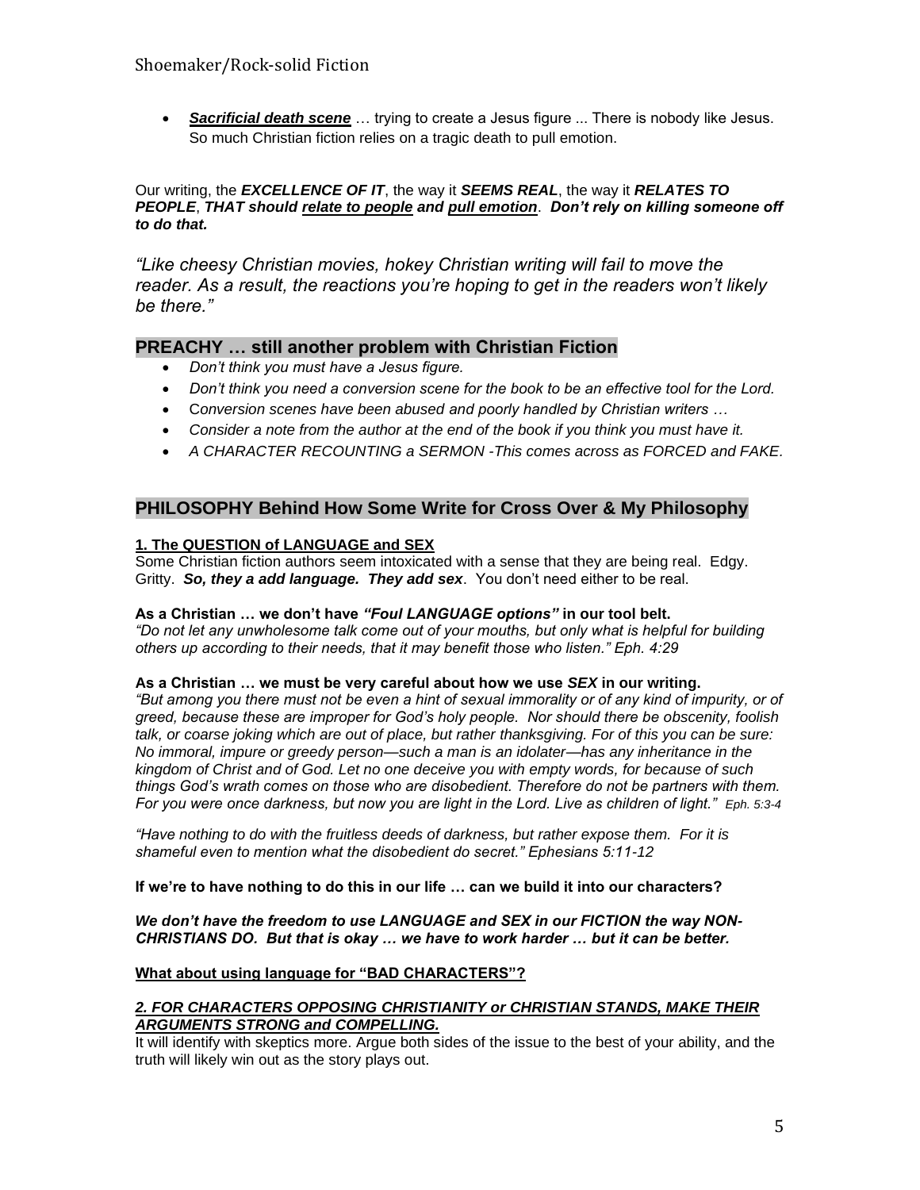- ***Sacrificial death scene*** … trying to create a Jesus figure ... There is nobody like Jesus. So much Christian fiction relies on a tragic death to pull emotion.

Our writing, the ***EXCELLENCE OF IT***, the way it ***SEEMS REAL***, the way it ***RELATES TO PEOPLE***, ***THAT should relate to people and pull emotion***. ***Don't rely on killing someone off to do that.***

*"Like cheesy Christian movies, hokey Christian writing will fail to move the reader. As a result, the reactions you're hoping to get in the readers won't likely be there."*

## PREACHY … still another problem with Christian Fiction

- *Don't think you must have a Jesus figure.*
- *Don't think you need a conversion scene for the book to be an effective tool for the Lord.*
- *Conversion scenes have been abused and poorly handled by Christian writers …*
- *Consider a note from the author at the end of the book if you think you must have it.*
- *A CHARACTER RECOUNTING a SERMON -This comes across as FORCED and FAKE.*

## PHILOSOPHY Behind How Some Write for Cross Over & My Philosophy

**1. The QUESTION of LANGUAGE and SEX**

Some Christian fiction authors seem intoxicated with a sense that they are being real. Edgy. Gritty. ***So, they a add language. They add sex***. You don't need either to be real.

**As a Christian … we don't have *"Foul LANGUAGE options"* in our tool belt.**

*"Do not let any unwholesome talk come out of your mouths, but only what is helpful for building others up according to their needs, that it may benefit those who listen." Eph. 4:29*

**As a Christian … we must be very careful about how we use *SEX* in our writing.**

*"But among you there must not be even a hint of sexual immorality or of any kind of impurity, or of greed, because these are improper for God's holy people. Nor should there be obscenity, foolish talk, or coarse joking which are out of place, but rather thanksgiving. For of this you can be sure: No immoral, impure or greedy person—such a man is an idolater—has any inheritance in the kingdom of Christ and of God. Let no one deceive you with empty words, for because of such things God's wrath comes on those who are disobedient. Therefore do not be partners with them. For you were once darkness, but now you are light in the Lord. Live as children of light." Eph. 5:3-4*

*"Have nothing to do with the fruitless deeds of darkness, but rather expose them. For it is shameful even to mention what the disobedient do secret." Ephesians 5:11-12*

**If we're to have nothing to do this in our life … can we build it into our characters?**

***We don't have the freedom to use LANGUAGE and SEX in our FICTION the way NON-CHRISTIANS DO. But that is okay … we have to work harder … but it can be better.***

**What about using language for "BAD CHARACTERS"?**

***2. FOR CHARACTERS OPPOSING CHRISTIANITY or CHRISTIAN STANDS, MAKE THEIR ARGUMENTS STRONG and COMPELLING.***

It will identify with skeptics more. Argue both sides of the issue to the best of your ability, and the truth will likely win out as the story plays out.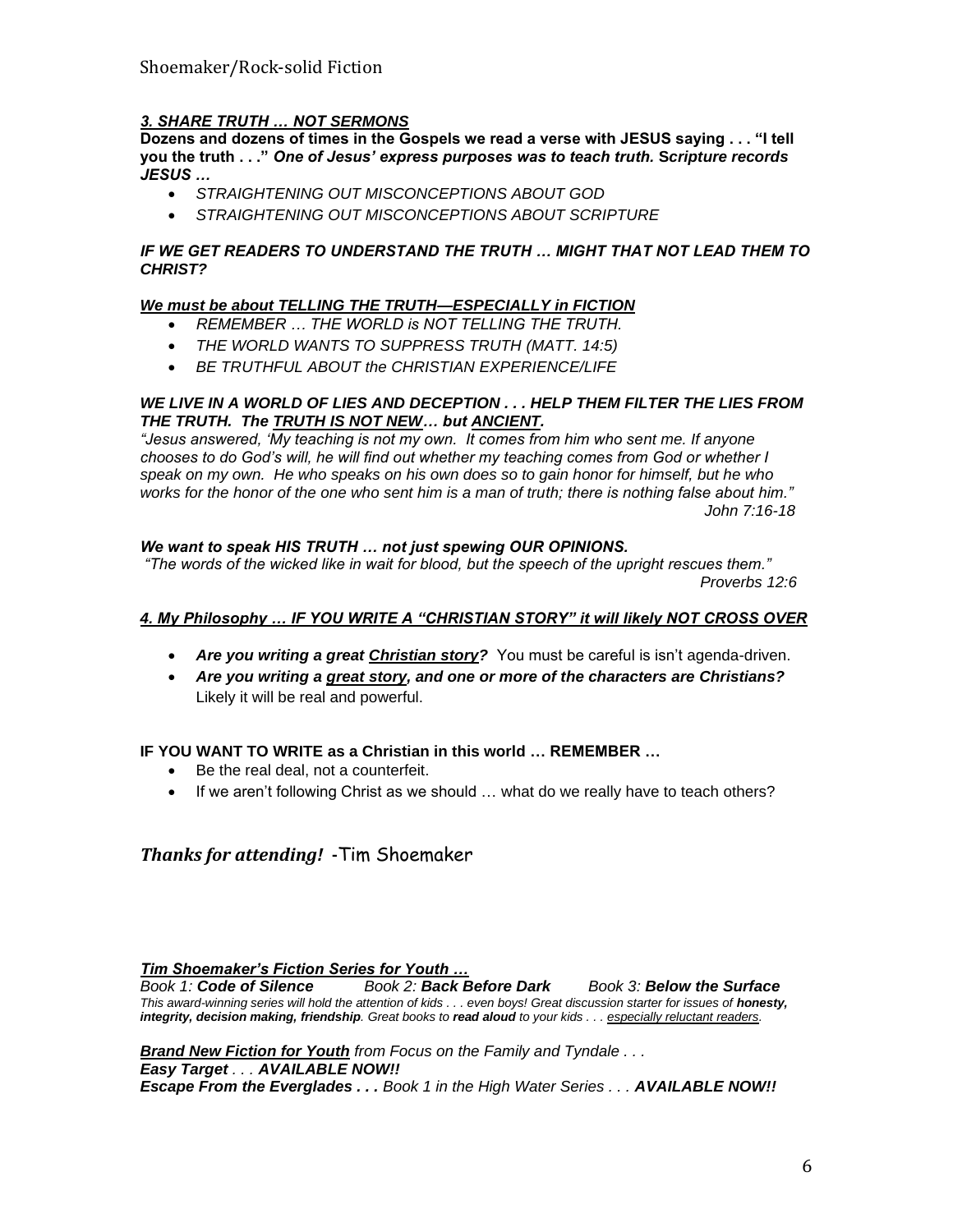### ***3. SHARE TRUTH … NOT SERMONS***

**Dozens and dozens of times in the Gospels we read a verse with JESUS saying . . . "I tell you the truth . . ."** ***One of Jesus' express purposes was to teach truth.*** ***Scripture records JESUS …***

- *STRAIGHTENING OUT MISCONCEPTIONS ABOUT GOD*
- *STRAIGHTENING OUT MISCONCEPTIONS ABOUT SCRIPTURE*

***IF WE GET READERS TO UNDERSTAND THE TRUTH … MIGHT THAT NOT LEAD THEM TO CHRIST?***

***We must be about TELLING THE TRUTH—ESPECIALLY in FICTION***

- *REMEMBER … THE WORLD is NOT TELLING THE TRUTH.*
- *THE WORLD WANTS TO SUPPRESS TRUTH (MATT. 14:5)*
- *BE TRUTHFUL ABOUT the CHRISTIAN EXPERIENCE/LIFE*

***WE LIVE IN A WORLD OF LIES AND DECEPTION . . . HELP THEM FILTER THE LIES FROM THE TRUTH. The TRUTH IS NOT NEW… but ANCIENT.***

*"Jesus answered, 'My teaching is not my own. It comes from him who sent me. If anyone chooses to do God's will, he will find out whether my teaching comes from God or whether I speak on my own. He who speaks on his own does so to gain honor for himself, but he who works for the honor of the one who sent him is a man of truth; there is nothing false about him."*

*John 7:16-18*

***We want to speak HIS TRUTH … not just spewing OUR OPINIONS.***

*"The words of the wicked like in wait for blood, but the speech of the upright rescues them."*

*Proverbs 12:6*

### ***4. My Philosophy … IF YOU WRITE A "CHRISTIAN STORY" it will likely NOT CROSS OVER***

- ***Are you writing a great Christian story?*** You must be careful is isn't agenda-driven.
- ***Are you writing a great story, and one or more of the characters are Christians?*** Likely it will be real and powerful.

**IF YOU WANT TO WRITE as a Christian in this world … REMEMBER …**

- Be the real deal, not a counterfeit.
- If we aren't following Christ as we should … what do we really have to teach others?

***Thanks for attending!*** -Tim Shoemaker

***Tim Shoemaker's Fiction Series for Youth …***

*Book 1:* ***Code of Silence*** *Book 2:* ***Back Before Dark*** *Book 3:* ***Below the Surface***

*This award-winning series will hold the attention of kids . . . even boys! Great discussion starter for issues of* ***honesty, integrity, decision making, friendship****. Great books to* ***read aloud*** *to your kids . . . especially reluctant readers.*

***Brand New Fiction for Youth*** *from Focus on the Family and Tyndale . . .*

***Easy Target*** *. . .* ***AVAILABLE NOW!!***

***Escape From the Everglades . . .*** *Book 1 in the High Water Series . . .* ***AVAILABLE NOW!!***